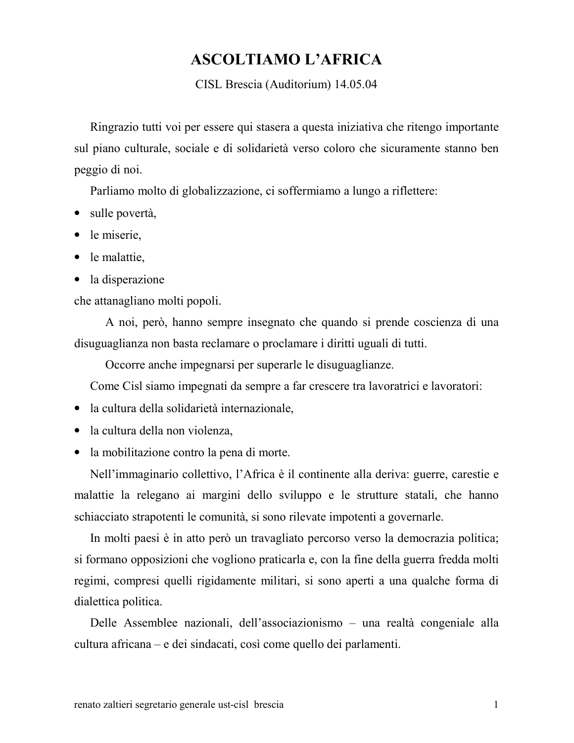# ASCOLTIAMO L'AFRICA

CISL Brescia (Auditorium) 14.05.04

Ringrazio tutti voi per essere qui stasera a questa iniziativa che ritengo importante sul piano culturale, sociale e di solidarietà verso coloro che sicuramente stanno ben peggio di noi.

Parliamo molto di globalizzazione, ci soffermiamo a lungo a riflettere:

- sulle povertà,
- le miserie,
- le malattie,
- la disperazione

che attanagliano molti popoli.

A noi, però, hanno sempre insegnato che quando si prende coscienza di una disuguaglianza non basta reclamare o proclamare i diritti uguali di tutti.

Occorre anche impegnarsi per superarle le disuguaglianze.

Come Cisl siamo impegnati da sempre a far crescere tra lavoratrici e lavoratori:

- la cultura della solidarietà internazionale,
- la cultura della non violenza,
- la mobilitazione contro la pena di morte.

Nell'immaginario collettivo, l'Africa è il continente alla deriva: guerre, carestie e malattie la relegano ai margini dello sviluppo e le strutture statali, che hanno schiacciato strapotenti le comunità, si sono rilevate impotenti a governarle.

In molti paesi è in atto però un travagliato percorso verso la democrazia politica; si formano opposizioni che vogliono praticarla e, con la fine della guerra fredda molti regimi, compresi quelli rigidamente militari, si sono aperti a una qualche forma di dialettica politica.

Delle Assemblee nazionali, dell'associazionismo – una realtà congeniale alla cultura africana – e dei sindacati, così come quello dei parlamenti.

renato zaltieri segretario generale ust-cisl brescia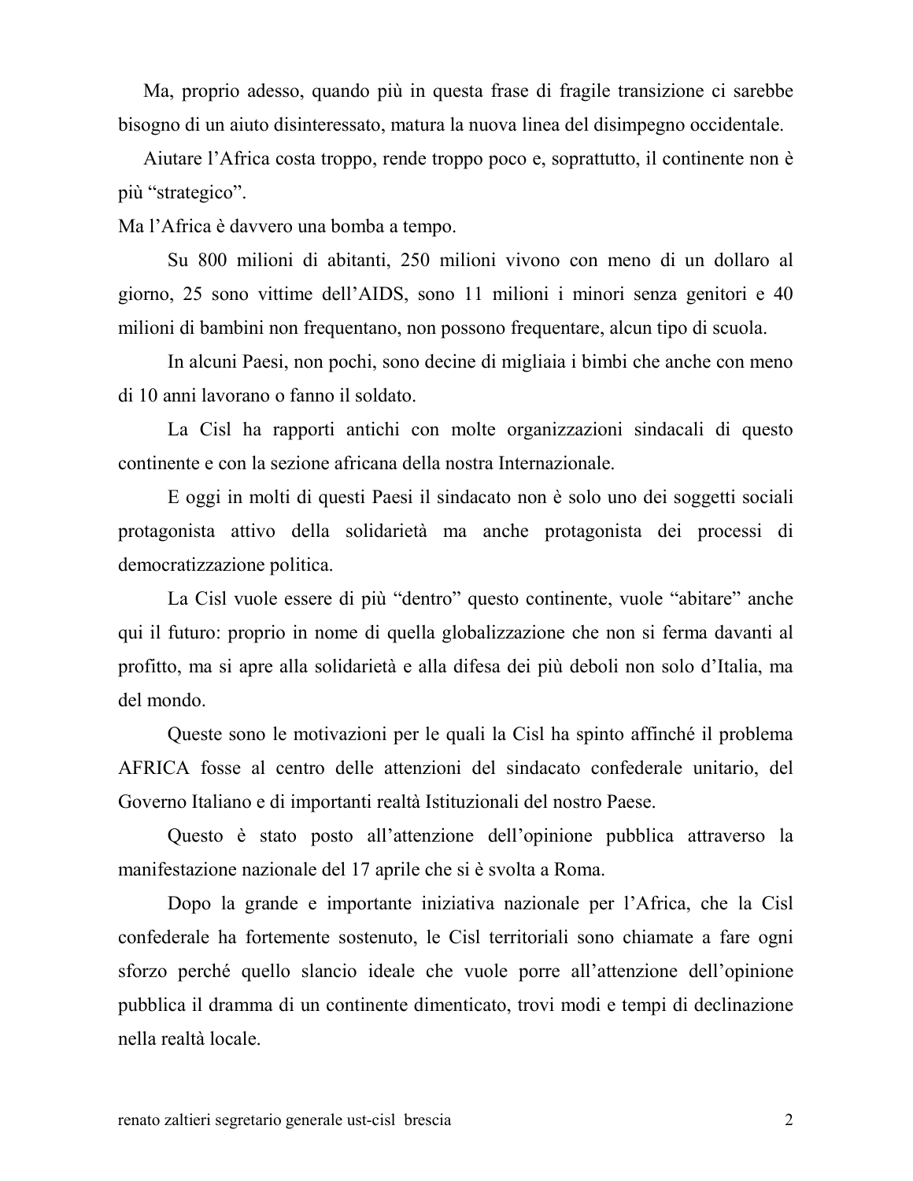Ma, proprio adesso, quando più in questa frase di fragile transizione ci sarebbe bisogno di un aiuto disinteressato, matura la nuova linea del disimpegno occidentale.

Aiutare l'Africa costa troppo, rende troppo poco e, soprattutto, il continente non è più "strategico".

Ma l'Africa è davvero una bomba a tempo.

Su 800 milioni di abitanti, 250 milioni vivono con meno di un dollaro al giorno, 25 sono vittime dell'AIDS, sono 11 milioni i minori senza genitori e 40 milioni di bambini non frequentano, non possono frequentare, alcun tipo di scuola.

In alcuni Paesi, non pochi, sono decine di migliaia i bimbi che anche con meno di 10 anni lavorano o fanno il soldato.

La Cisl ha rapporti antichi con molte organizzazioni sindacali di questo continente e con la sezione africana della nostra Internazionale.

E oggi in molti di questi Paesi il sindacato non è solo uno dei soggetti sociali protagonista attivo della solidarietà ma anche protagonista dei processi di democratizzazione politica.

La Cisl vuole essere di più "dentro" questo continente, vuole "abitare" anche qui il futuro: proprio in nome di quella globalizzazione che non si ferma davanti al profitto, ma si apre alla solidarietà e alla difesa dei più deboli non solo d'Italia, ma del mondo.

Queste sono le motivazioni per le quali la Cisl ha spinto affinché il problema AFRICA fosse al centro delle attenzioni del sindacato confederale unitario, del Governo Italiano e di importanti realtà Istituzionali del nostro Paese.

Questo è stato posto all'attenzione dell'opinione pubblica attraverso la manifestazione nazionale del 17 aprile che si è svolta a Roma.

Dopo la grande e importante iniziativa nazionale per l'Africa, che la Cisl confederale ha fortemente sostenuto, le Cisl territoriali sono chiamate a fare ogni sforzo perché quello slancio ideale che vuole porre all'attenzione dell'opinione pubblica il dramma di un continente dimenticato, trovi modi e tempi di declinazione nella realtà locale.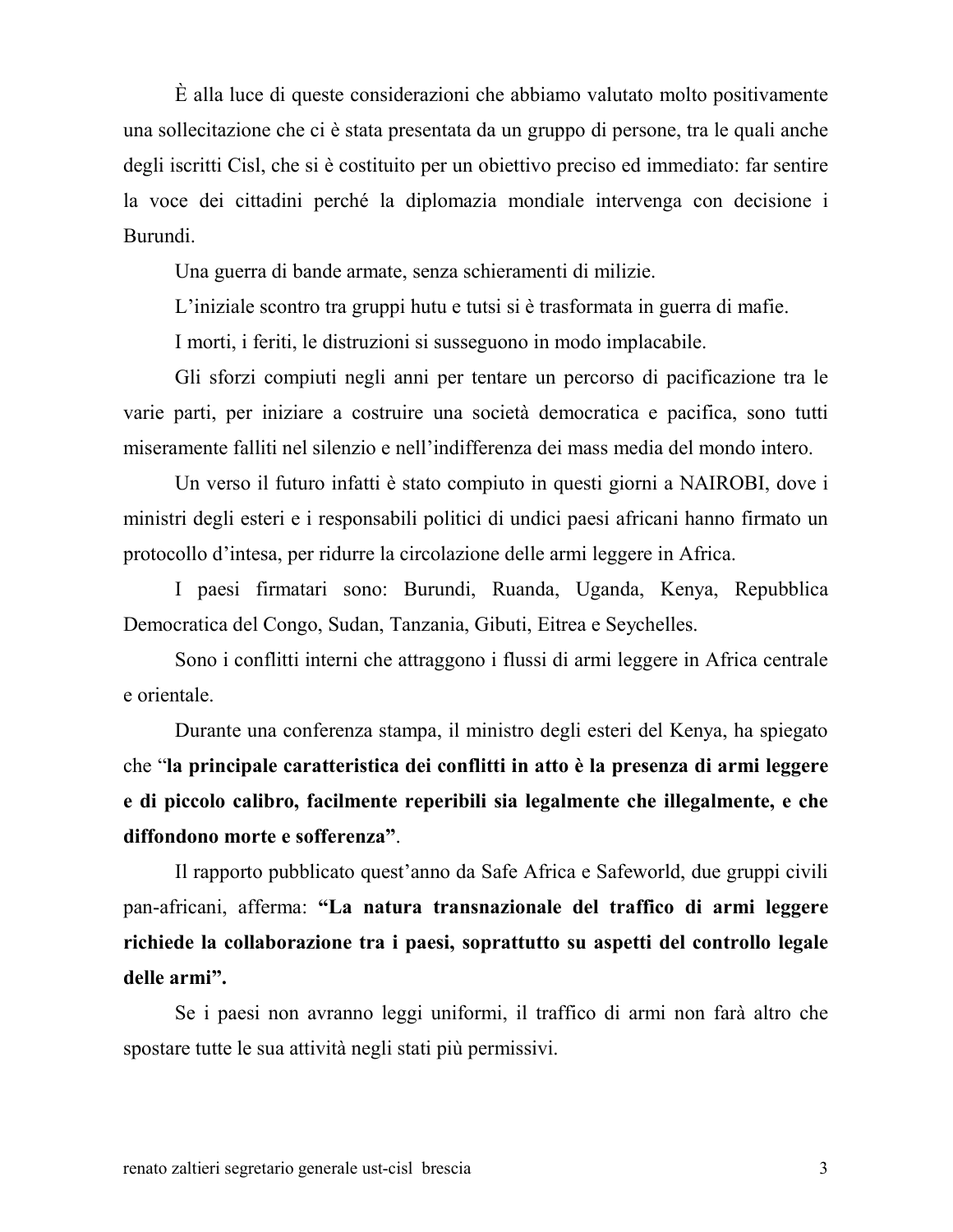È alla luce di queste considerazioni che abbiamo valutato molto positivamente una sollecitazione che ci è stata presentata da un gruppo di persone, tra le quali anche degli iscritti Cisl, che si è costituito per un obiettivo preciso ed immediato: far sentire la voce dei cittadini perché la diplomazia mondiale intervenga con decisione i Burundi.

Una guerra di bande armate, senza schieramenti di milizie.

L'iniziale scontro tra gruppi hutu e tutsi si è trasformata in guerra di mafie.

I morti, i feriti, le distruzioni si susseguono in modo implacabile.

Gli sforzi compiuti negli anni per tentare un percorso di pacificazione tra le varie parti, per iniziare a costruire una società democratica e pacifica, sono tutti miseramente falliti nel silenzio e nell'indifferenza dei mass media del mondo intero.

Un verso il futuro infatti è stato compiuto in questi giorni a NAIROBI, dove i ministri degli esteri e i responsabili politici di undici paesi africani hanno firmato un protocollo d'intesa, per ridurre la circolazione delle armi leggere in Africa.

I paesi firmatari sono: Burundi, Ruanda, Uganda, Kenya, Repubblica Democratica del Congo, Sudan, Tanzania, Gibuti, Eitrea e Seychelles.

Sono i conflitti interni che attraggono i flussi di armi leggere in Africa centrale e orientale.

Durante una conferenza stampa, il ministro degli esteri del Kenya, ha spiegato che "**la principale caratteristica dei conflitti in atto è la presenza di armi leggere e di piccolo calibro, facilmente reperibili sia legalmente che illegalmente, e che diffondono morte e sofferenza**".

Il rapporto pubblicato quest'anno da Safe Africa e Safeworld, due gruppi civili pan-africani, afferma: **"La natura transnazionale del traffico di armi leggere richiede la collaborazione tra i paesi, soprattutto su aspetti del controllo legale delle armi".**

Se i paesi non avranno leggi uniformi, il traffico di armi non farà altro che spostare tutte le sua attività negli stati più permissivi.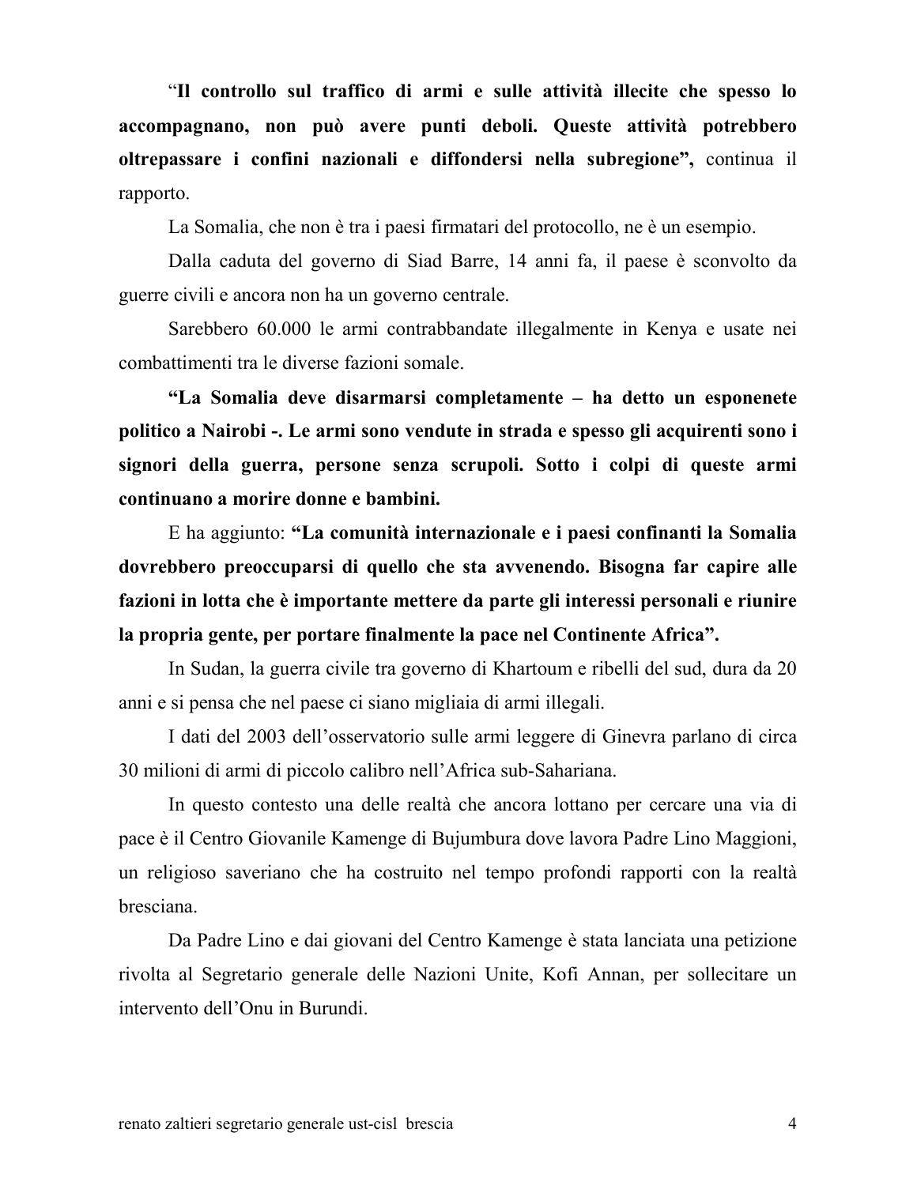“**Il controllo sul traffico di armi e sulle attività illecite che spesso lo accompagnano, non può avere punti deboli. Queste attività potrebbero oltrepassare i confini nazionali e diffondersi nella subregione”,** continua il rapporto.

La Somalia, che non è tra i paesi firmatari del protocollo, ne è un esempio.

Dalla caduta del governo di Siad Barre, 14 anni fa, il paese è sconvolto da guerre civili e ancora non ha un governo centrale.

Sarebbero 60.000 le armi contrabbandate illegalmente in Kenya e usate nei combattimenti tra le diverse fazioni somale.

**“La Somalia deve disarmarsi completamente – ha detto un esponenete politico a Nairobi -. Le armi sono vendute in strada e spesso gli acquirenti sono i signori della guerra, persone senza scrupoli. Sotto i colpi di queste armi continuano a morire donne e bambini.**

E ha aggiunto: **“La comunità internazionale e i paesi confinanti la Somalia dovrebbero preoccuparsi di quello che sta avvenendo. Bisogna far capire alle fazioni in lotta che è importante mettere da parte gli interessi personali e riunire la propria gente, per portare finalmente la pace nel Continente Africa”.**

In Sudan, la guerra civile tra governo di Khartoum e ribelli del sud, dura da 20 anni e si pensa che nel paese ci siano migliaia di armi illegali.

I dati del 2003 dell’osservatorio sulle armi leggere di Ginevra parlano di circa 30 milioni di armi di piccolo calibro nell’Africa sub-Sahariana.

In questo contesto una delle realtà che ancora lottano per cercare una via di pace è il Centro Giovanile Kamenge di Bujumbura dove lavora Padre Lino Maggioni, un religioso saveriano che ha costruito nel tempo profondi rapporti con la realtà bresciana.

Da Padre Lino e dai giovani del Centro Kamenge è stata lanciata una petizione rivolta al Segretario generale delle Nazioni Unite, Kofi Annan, per sollecitare un intervento dell’Onu in Burundi.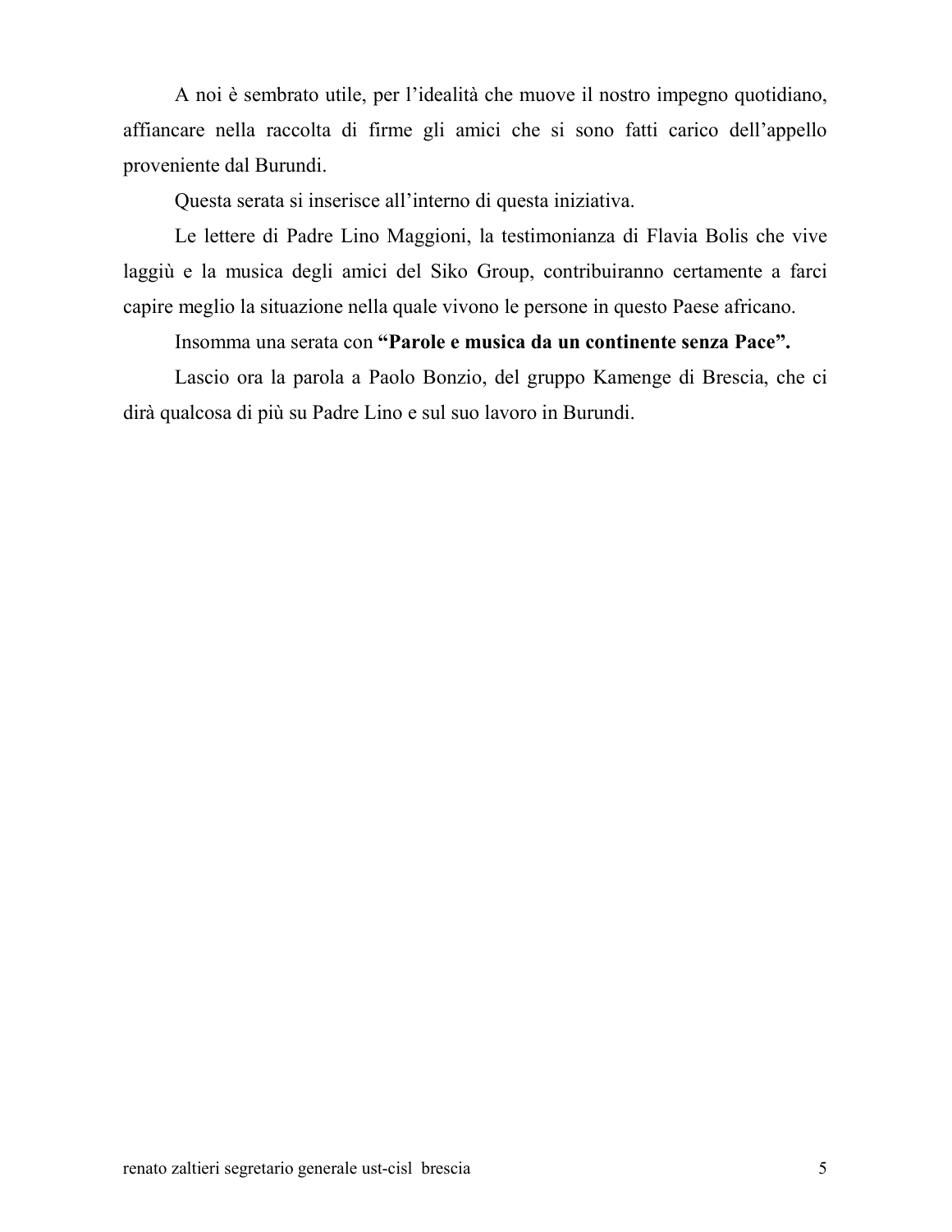A noi è sembrato utile, per l'idealità che muove il nostro impegno quotidiano, affiancare nella raccolta di firme gli amici che si sono fatti carico dell'appello proveniente dal Burundi.

Questa serata si inserisce all'interno di questa iniziativa.

Le lettere di Padre Lino Maggioni, la testimonianza di Flavia Bolis che vive laggiù e la musica degli amici del Siko Group, contribuiranno certamente a farci capire meglio la situazione nella quale vivono le persone in questo Paese africano.

Insomma una serata con **"Parole e musica da un continente senza Pace".**

Lascio ora la parola a Paolo Bonzio, del gruppo Kamenge di Brescia, che ci dirà qualcosa di più su Padre Lino e sul suo lavoro in Burundi.